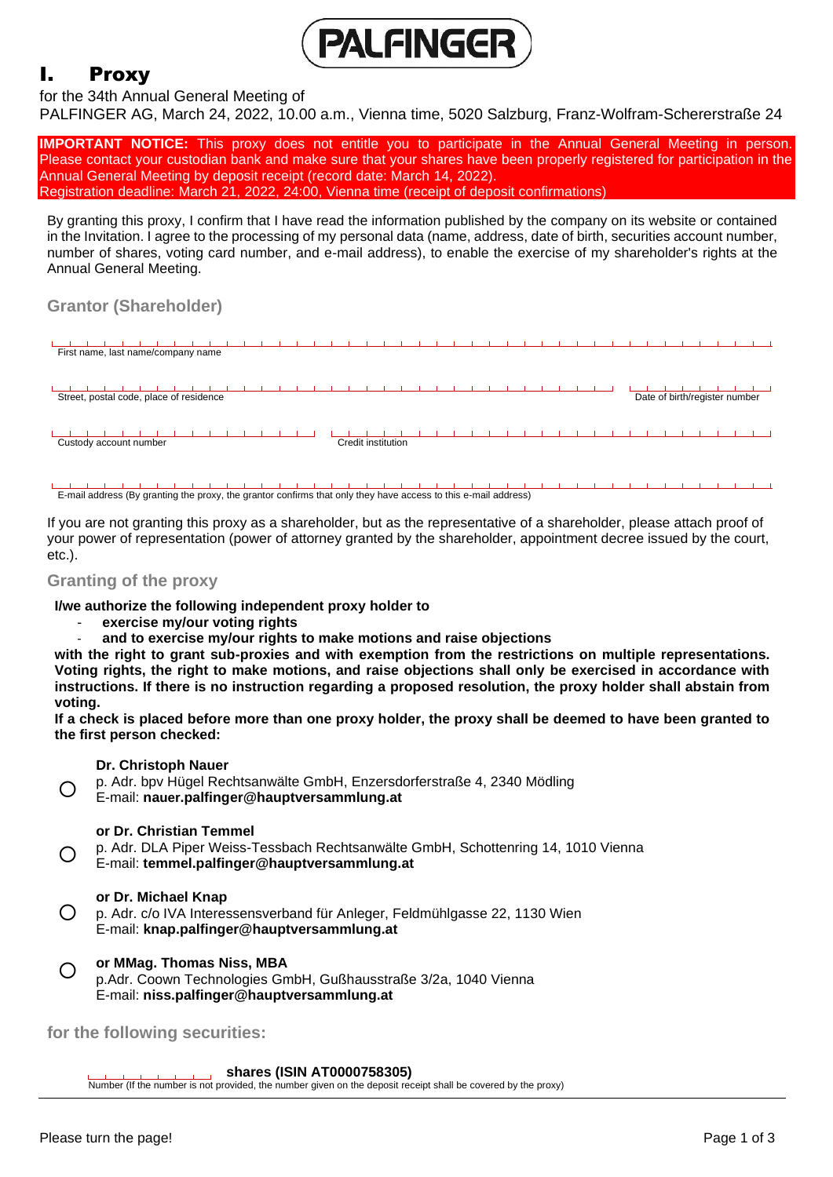# I. Proxy

for the 34th Annual General Meeting of
PALFINGER AG, March 24, 2022, 10.00 a.m., Vienna time, 5020 Salzburg, Franz-Wolfram-Schererstraße 24

**IMPORTANT NOTICE:** This proxy does not entitle you to participate in the Annual General Meeting in person. Please contact your custodian bank and make sure that your shares have been properly registered for participation in the Annual General Meeting by deposit receipt (record date: March 14, 2022).
Registration deadline: March 21, 2022, 24:00, Vienna time (receipt of deposit confirmations)

By granting this proxy, I confirm that I have read the information published by the company on its website or contained in the Invitation. I agree to the processing of my personal data (name, address, date of birth, securities account number, number of shares, voting card number, and e-mail address), to enable the exercise of my shareholder's rights at the Annual General Meeting.

## Grantor (Shareholder)

First name, last name/company name

Street, postal code, place of residence | Date of birth/register number

Custody account number | Credit institution

E-mail address (By granting the proxy, the grantor confirms that only they have access to this e-mail address)

If you are not granting this proxy as a shareholder, but as the representative of a shareholder, please attach proof of your power of representation (power of attorney granted by the shareholder, appointment decree issued by the court, etc.).

## Granting of the proxy

**I/we authorize the following independent proxy holder to**

- **exercise my/our voting rights**
- **and to exercise my/our rights to make motions and raise objections**

**with the right to grant sub-proxies and with exemption from the restrictions on multiple representations. Voting rights, the right to make motions, and raise objections shall only be exercised in accordance with instructions. If there is no instruction regarding a proposed resolution, the proxy holder shall abstain from voting.**

**If a check is placed before more than one proxy holder, the proxy shall be deemed to have been granted to the first person checked:**

○ **Dr. Christoph Nauer**
p. Adr. bpv Hügel Rechtsanwälte GmbH, Enzersdorferstraße 4, 2340 Mödling
E-mail: **nauer.palfinger@hauptversammlung.at**

○ **or Dr. Christian Temmel**
p. Adr. DLA Piper Weiss-Tessbach Rechtsanwälte GmbH, Schottenring 14, 1010 Vienna
E-mail: **temmel.palfinger@hauptversammlung.at**

○ **or Dr. Michael Knap**
p. Adr. c/o IVA Interessensverband für Anleger, Feldmühlgasse 22, 1130 Wien
E-mail: **knap.palfinger@hauptversammlung.at**

○ **or MMag. Thomas Niss, MBA**
p.Adr. Coown Technologies GmbH, Gußhausstraße 3/2a, 1040 Vienna
E-mail: **niss.palfinger@hauptversammlung.at**

## for the following securities:

**shares (ISIN AT0000758305)**
Number (If the number is not provided, the number given on the deposit receipt shall be covered by the proxy)

Please turn the page!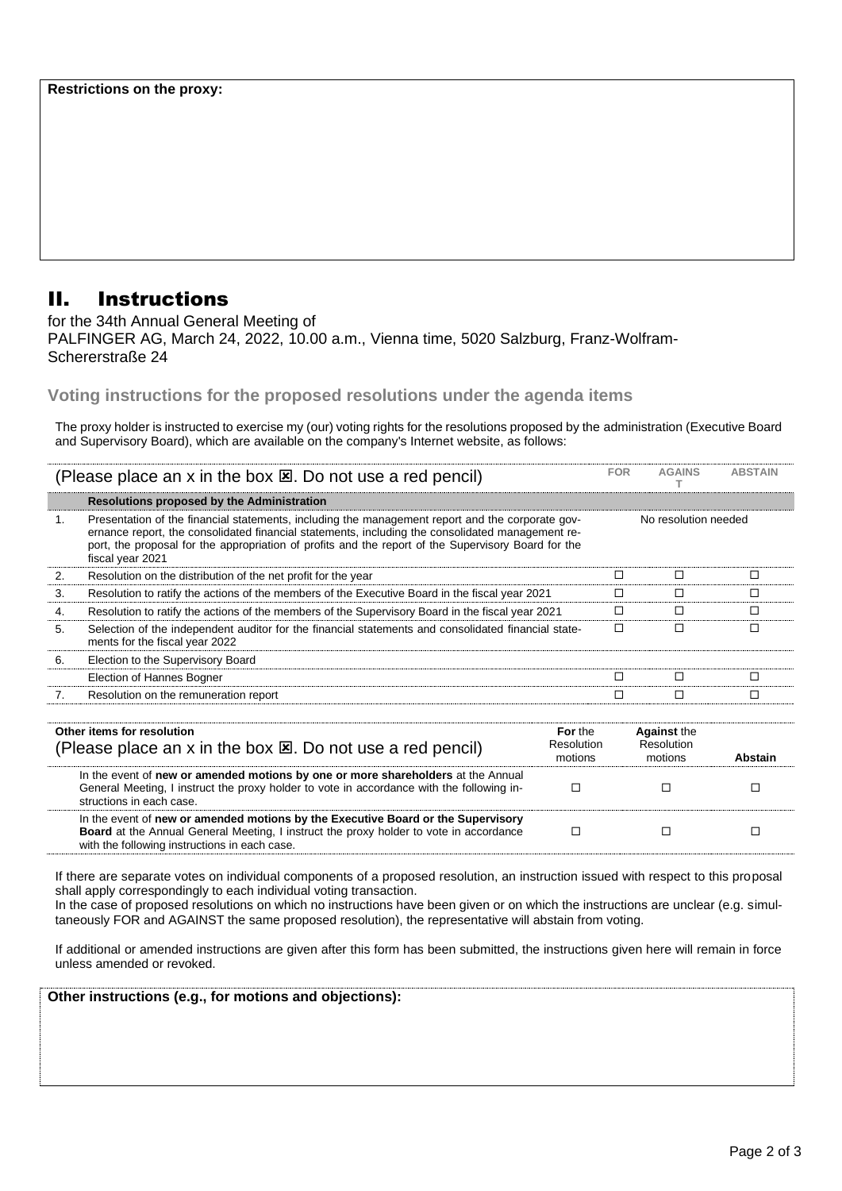**Restrictions on the proxy:**

## II. Instructions

for the 34th Annual General Meeting of
PALFINGER AG, March 24, 2022, 10.00 a.m., Vienna time, 5020 Salzburg, Franz-Wolfram-Schererstraße 24

### Voting instructions for the proposed resolutions under the agenda items

The proxy holder is instructed to exercise my (our) voting rights for the resolutions proposed by the administration (Executive Board and Supervisory Board), which are available on the company's Internet website, as follows:

| (Please place an x in the box ☒. Do not use a red pencil) | | FOR | AGAINST | ABSTAIN |
|---|---|---|---|---|
| | **Resolutions proposed by the Administration** | | | |
| 1. | Presentation of the financial statements, including the management report and the corporate governance report, the consolidated financial statements, including the consolidated management report, the proposal for the appropriation of profits and the report of the Supervisory Board for the fiscal year 2021 | No resolution needed | | |
| 2. | Resolution on the distribution of the net profit for the year | ☐ | ☐ | ☐ |
| 3. | Resolution to ratify the actions of the members of the Executive Board in the fiscal year 2021 | ☐ | ☐ | ☐ |
| 4. | Resolution to ratify the actions of the members of the Supervisory Board in the fiscal year 2021 | ☐ | ☐ | ☐ |
| 5. | Selection of the independent auditor for the financial statements and consolidated financial statements for the fiscal year 2022 | ☐ | ☐ | ☐ |
| 6. | Election to the Supervisory Board | | | |
| | Election of Hannes Bogner | ☐ | ☐ | ☐ |
| 7. | Resolution on the remuneration report | ☐ | ☐ | ☐ |

| **Other items for resolution** (Please place an x in the box ☒. Do not use a red pencil) | **For** the Resolution motions | **Against** the Resolution motions | **Abstain** |
|---|---|---|---|
| In the event of **new or amended motions by one or more shareholders** at the Annual General Meeting, I instruct the proxy holder to vote in accordance with the following instructions in each case. | ☐ | ☐ | ☐ |
| In the event of **new or amended motions by the Executive Board or the Supervisory Board** at the Annual General Meeting, I instruct the proxy holder to vote in accordance with the following instructions in each case. | ☐ | ☐ | ☐ |

If there are separate votes on individual components of a proposed resolution, an instruction issued with respect to this proposal shall apply correspondingly to each individual voting transaction.
In the case of proposed resolutions on which no instructions have been given or on which the instructions are unclear (e.g. simultaneously FOR and AGAINST the same proposed resolution), the representative will abstain from voting.

If additional or amended instructions are given after this form has been submitted, the instructions given here will remain in force unless amended or revoked.

**Other instructions (e.g., for motions and objections):**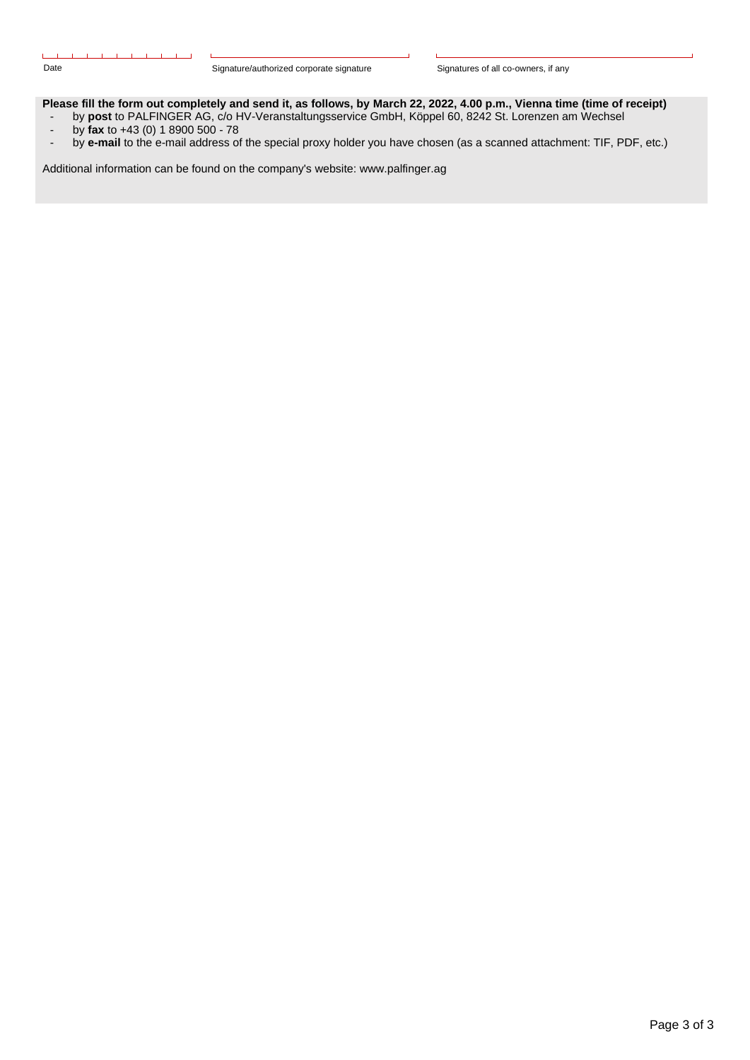| | | |
|---|---|---|
| Date | Signature/authorized corporate signature | Signatures of all co-owners, if any |

**Please fill the form out completely and send it, as follows, by March 22, 2022, 4.00 p.m., Vienna time (time of receipt)**

- by **post** to PALFINGER AG, c/o HV-Veranstaltungsservice GmbH, Köppel 60, 8242 St. Lorenzen am Wechsel
- by **fax** to +43 (0) 1 8900 500 - 78
- by **e-mail** to the e-mail address of the special proxy holder you have chosen (as a scanned attachment: TIF, PDF, etc.)

Additional information can be found on the company's website: www.palfinger.ag